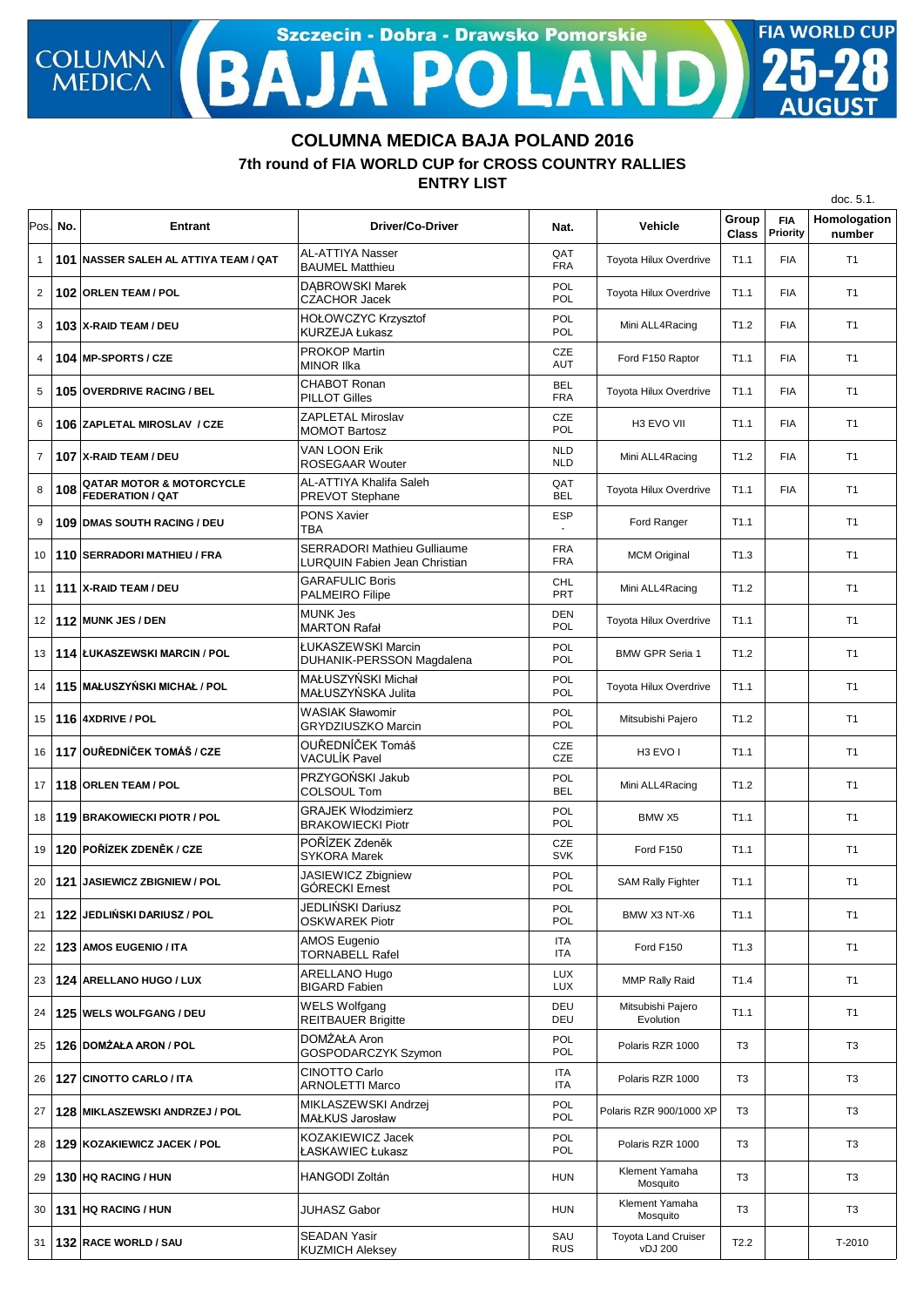COLUMNA MEDICA

Szczecin - Dobra - Drawsko Pomorskie

# BAJA POLAND

FIA WORLD CUP 25-28 AUGUST

## COLUMNA MEDICA BAJA POLAND 2016

### 7th round of FIA WORLD CUP for CROSS COUNTRY RALLIES

### ENTRY LIST

doc. 5.1.

| Pos. | No. | Entrant | Driver/Co-Driver | Nat. | Vehicle | Group Class | FIA Priority | Homologation number |
|---|---|---|---|---|---|---|---|---|
| 1 | 101 | NASSER SALEH AL ATTIYA TEAM / QAT | AL-ATTIYA Nasser<br>BAUMEL Matthieu | QAT<br>FRA | Toyota Hilux Overdrive | T1.1 | FIA | T1 |
| 2 | 102 | ORLEN TEAM / POL | DĄBROWSKI Marek<br>CZACHOR Jacek | POL<br>POL | Toyota Hilux Overdrive | T1.1 | FIA | T1 |
| 3 | 103 | X-RAID TEAM / DEU | HOŁOWCZYC Krzysztof<br>KURZEJA Łukasz | POL<br>POL | Mini ALL4Racing | T1.2 | FIA | T1 |
| 4 | 104 | MP-SPORTS / CZE | PROKOP Martin<br>MINOR Ilka | CZE<br>AUT | Ford F150 Raptor | T1.1 | FIA | T1 |
| 5 | 105 | OVERDRIVE RACING / BEL | CHABOT Ronan<br>PILLOT Gilles | BEL<br>FRA | Toyota Hilux Overdrive | T1.1 | FIA | T1 |
| 6 | 106 | ZAPLETAL MIROSLAV / CZE | ZAPLETAL Miroslav<br>MOMOT Bartosz | CZE<br>POL | H3 EVO VII | T1.1 | FIA | T1 |
| 7 | 107 | X-RAID TEAM / DEU | VAN LOON Erik<br>ROSEGAAR Wouter | NLD<br>NLD | Mini ALL4Racing | T1.2 | FIA | T1 |
| 8 | 108 | QATAR MOTOR & MOTORCYCLE FEDERATION / QAT | AL-ATTIYA Khalifa Saleh<br>PREVOT Stephane | QAT<br>BEL | Toyota Hilux Overdrive | T1.1 | FIA | T1 |
| 9 | 109 | DMAS SOUTH RACING / DEU | PONS Xavier<br>TBA | ESP<br>- | Ford Ranger | T1.1 | | T1 |
| 10 | 110 | SERRADORI MATHIEU / FRA | SERRADORI Mathieu Gulliaume<br>LURQUIN Fabien Jean Christian | FRA<br>FRA | MCM Original | T1.3 | | T1 |
| 11 | 111 | X-RAID TEAM / DEU | GARAFULIC Boris<br>PALMEIRO Filipe | CHL<br>PRT | Mini ALL4Racing | T1.2 | | T1 |
| 12 | 112 | MUNK JES / DEN | MUNK Jes<br>MARTON Rafał | DEN<br>POL | Toyota Hilux Overdrive | T1.1 | | T1 |
| 13 | 114 | ŁUKASZEWSKI MARCIN / POL | ŁUKASZEWSKI Marcin<br>DUHANIK-PERSSON Magdalena | POL<br>POL | BMW GPR Seria 1 | T1.2 | | T1 |
| 14 | 115 | MAŁUSZYŃSKI MICHAŁ / POL | MAŁUSZYŃSKI Michał<br>MAŁUSZYŃSKA Julita | POL<br>POL | Toyota Hilux Overdrive | T1.1 | | T1 |
| 15 | 116 | 4XDRIVE / POL | WASIAK Sławomir<br>GRYDZIUSZKO Marcin | POL<br>POL | Mitsubishi Pajero | T1.2 | | T1 |
| 16 | 117 | OUŘEDNÍČEK TOMÁŠ / CZE | OUŘEDNÍČEK Tomáš<br>VACULÍK Pavel | CZE<br>CZE | H3 EVO I | T1.1 | | T1 |
| 17 | 118 | ORLEN TEAM / POL | PRZYGOŃSKI Jakub<br>COLSOUL Tom | POL<br>BEL | Mini ALL4Racing | T1.2 | | T1 |
| 18 | 119 | BRAKOWIECKI PIOTR / POL | GRAJEK Włodzimierz<br>BRAKOWIECKI Piotr | POL<br>POL | BMW X5 | T1.1 | | T1 |
| 19 | 120 | POŘÍZEK ZDENĚK / CZE | POŘÍZEK Zdeněk<br>SYKORA Marek | CZE<br>SVK | Ford F150 | T1.1 | | T1 |
| 20 | 121 | JASIEWICZ ZBIGNIEW / POL | JASIEWICZ Zbigniew<br>GÓRECKI Ernest | POL<br>POL | SAM Rally Fighter | T1.1 | | T1 |
| 21 | 122 | JEDLIŃSKI DARIUSZ / POL | JEDLIŃSKI Dariusz<br>OSKWAREK Piotr | POL<br>POL | BMW X3 NT-X6 | T1.1 | | T1 |
| 22 | 123 | AMOS EUGENIO / ITA | AMOS Eugenio<br>TORNABELL Rafel | ITA<br>ITA | Ford F150 | T1.3 | | T1 |
| 23 | 124 | ARELLANO HUGO / LUX | ARELLANO Hugo<br>BIGARD Fabien | LUX<br>LUX | MMP Rally Raid | T1.4 | | T1 |
| 24 | 125 | WELS WOLFGANG / DEU | WELS Wolfgang<br>REITBAUER Brigitte | DEU<br>DEU | Mitsubishi Pajero Evolution | T1.1 | | T1 |
| 25 | 126 | DOMŻAŁA ARON / POL | DOMŻAŁA Aron<br>GOSPODARCZYK Szymon | POL<br>POL | Polaris RZR 1000 | T3 | | T3 |
| 26 | 127 | CINOTTO CARLO / ITA | CINOTTO Carlo<br>ARNOLETTI Marco | ITA<br>ITA | Polaris RZR 1000 | T3 | | T3 |
| 27 | 128 | MIKLASZEWSKI ANDRZEJ / POL | MIKLASZEWSKI Andrzej<br>MAŁKUS Jarosław | POL<br>POL | Polaris RZR 900/1000 XP | T3 | | T3 |
| 28 | 129 | KOZAKIEWICZ JACEK / POL | KOZAKIEWICZ Jacek<br>ŁASKAWIEC Łukasz | POL<br>POL | Polaris RZR 1000 | T3 | | T3 |
| 29 | 130 | HQ RACING / HUN | HANGODI Zoltán | HUN | Klement Yamaha Mosquito | T3 | | T3 |
| 30 | 131 | HQ RACING / HUN | JUHASZ Gabor | HUN | Klement Yamaha Mosquito | T3 | | T3 |
| 31 | 132 | RACE WORLD / SAU | SEADAN Yasir<br>KUZMICH Aleksey | SAU<br>RUS | Toyota Land Cruiser vDJ 200 | T2.2 | | T-2010 |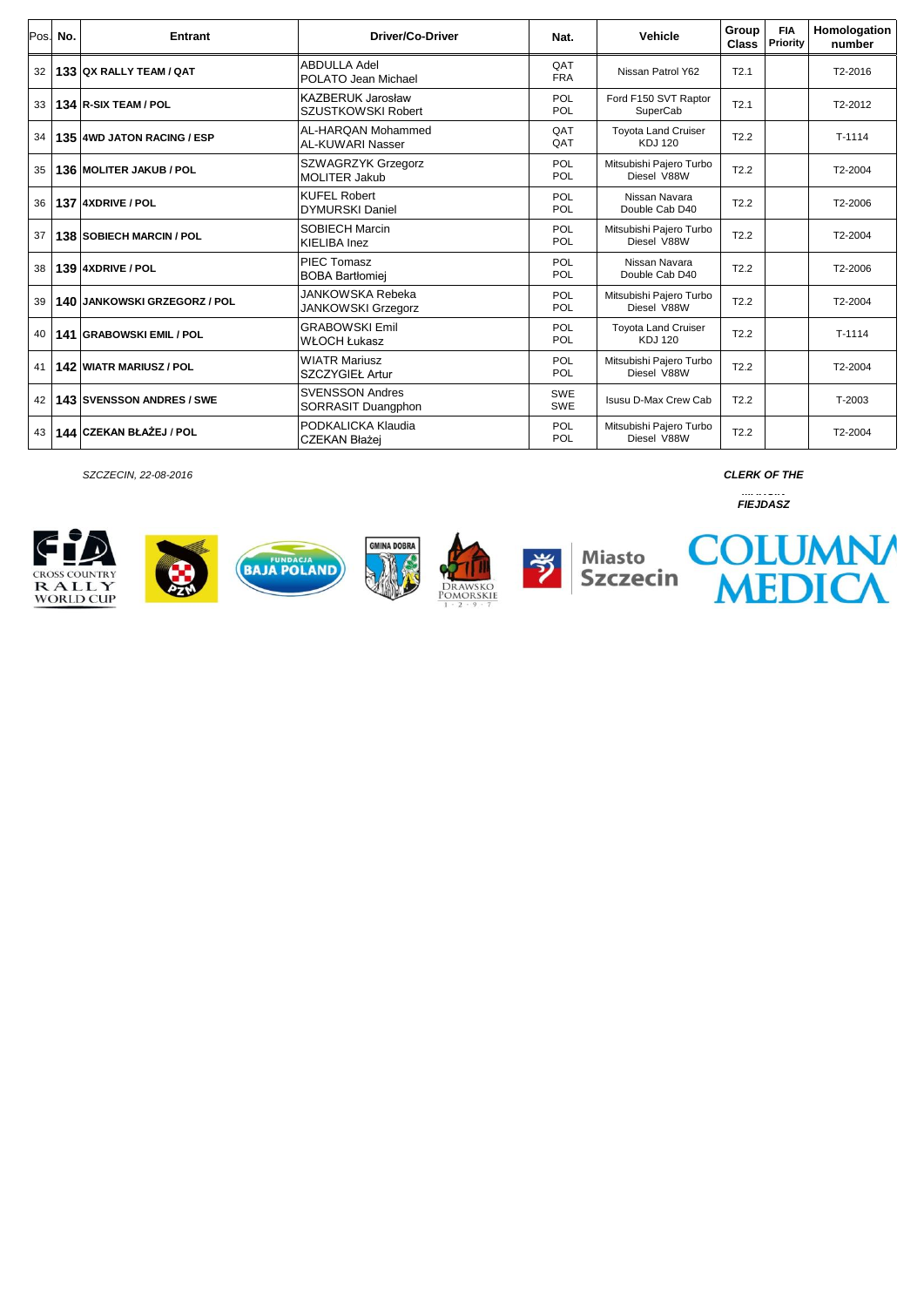| Pos. | No. | Entrant | Driver/Co-Driver | Nat. | Vehicle | Group Class | FIA Priority | Homologation number |
|---|---|---|---|---|---|---|---|---|
| 32 | 133 | QX RALLY TEAM / QAT | ABDULLA Adel<br>POLATO Jean Michael | QAT<br>FRA | Nissan Patrol Y62 | T2.1 | | T2-2016 |
| 33 | 134 | R-SIX TEAM / POL | KAZBERUK Jarosław<br>SZUSTKOWSKI Robert | POL<br>POL | Ford F150 SVT Raptor SuperCab | T2.1 | | T2-2012 |
| 34 | 135 | 4WD JATON RACING / ESP | AL-HARQAN Mohammed<br>AL-KUWARI Nasser | QAT<br>QAT | Toyota Land Cruiser KDJ 120 | T2.2 | | T-1114 |
| 35 | 136 | MOLITER JAKUB / POL | SZWAGRZYK Grzegorz<br>MOLITER Jakub | POL<br>POL | Mitsubishi Pajero Turbo Diesel V88W | T2.2 | | T2-2004 |
| 36 | 137 | 4XDRIVE / POL | KUFEL Robert<br>DYMURSKI Daniel | POL<br>POL | Nissan Navara Double Cab D40 | T2.2 | | T2-2006 |
| 37 | 138 | SOBIECH MARCIN / POL | SOBIECH Marcin<br>KIELIBA Inez | POL<br>POL | Mitsubishi Pajero Turbo Diesel V88W | T2.2 | | T2-2004 |
| 38 | 139 | 4XDRIVE / POL | PIEC Tomasz<br>BOBA Bartłomiej | POL<br>POL | Nissan Navara Double Cab D40 | T2.2 | | T2-2006 |
| 39 | 140 | JANKOWSKI GRZEGORZ / POL | JANKOWSKA Rebeka<br>JANKOWSKI Grzegorz | POL<br>POL | Mitsubishi Pajero Turbo Diesel V88W | T2.2 | | T2-2004 |
| 40 | 141 | GRABOWSKI EMIL / POL | GRABOWSKI Emil<br>WŁOCH Łukasz | POL<br>POL | Toyota Land Cruiser KDJ 120 | T2.2 | | T-1114 |
| 41 | 142 | WIATR MARIUSZ / POL | WIATR Mariusz<br>SZCZYGIEŁ Artur | POL<br>POL | Mitsubishi Pajero Turbo Diesel V88W | T2.2 | | T2-2004 |
| 42 | 143 | SVENSSON ANDRES / SWE | SVENSSON Andres<br>SORRASIT Duangphon | SWE<br>SWE | Isusu D-Max Crew Cab | T2.2 | | T-2003 |
| 43 | 144 | CZEKAN BŁAŻEJ / POL | PODKALICKA Klaudia<br>CZEKAN Błażej | POL<br>POL | Mitsubishi Pajero Turbo Diesel V88W | T2.2 | | T2-2004 |

*SZCZECIN, 22-08-2016*

***CLERK OF THE***

***FIEJDASZ***